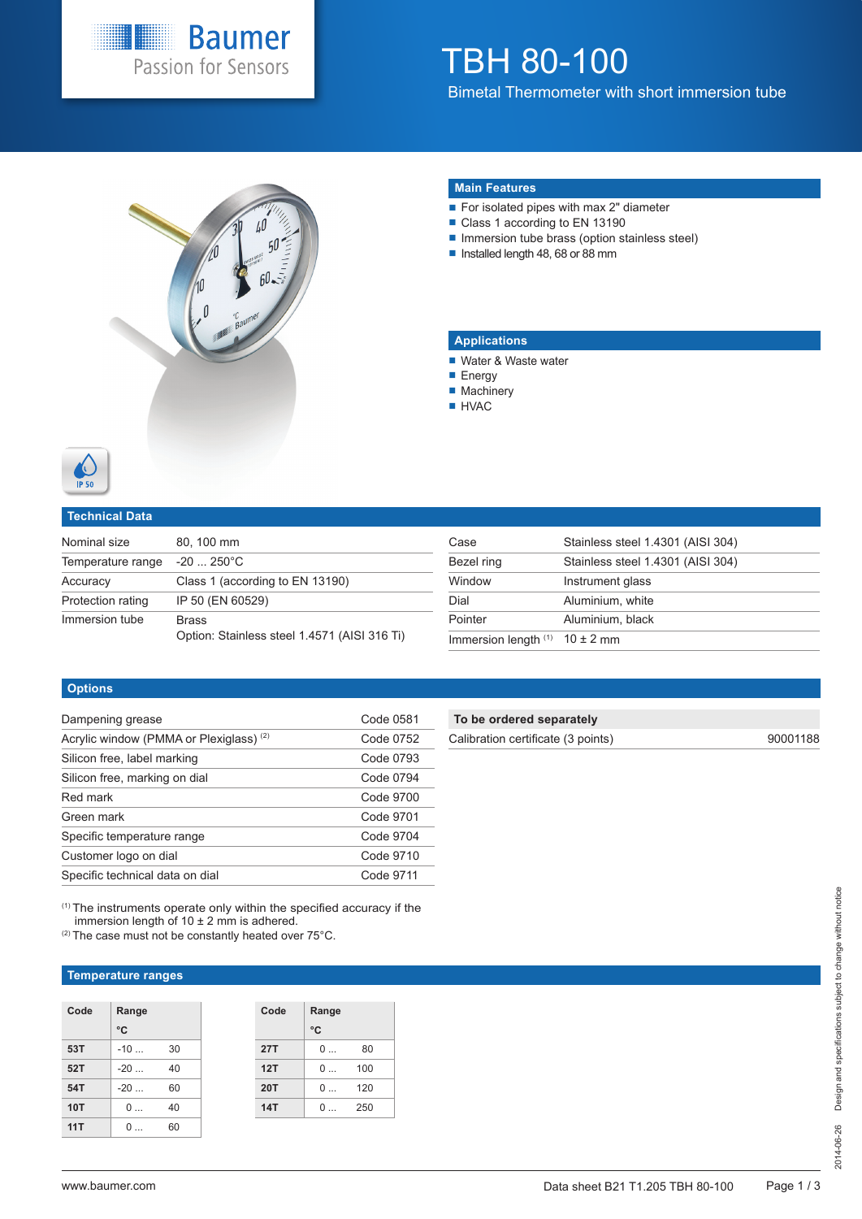# TBH 80-100

Bimetal Thermometer with short immersion tube

## Main Features

- For isolated pipes with max 2" diameter
- Class 1 according to EN 13190
- Immersion tube brass (option stainless steel)
- Installed length 48, 68 or 88 mm

## Applications

- Water & Waste water
- Energy
- Machinery
- HVAC

IP 50

## Technical Data

| | |
|---|---|
| Nominal size | 80, 100 mm |
| Temperature range | -20 ... 250°C |
| Accuracy | Class 1 (according to EN 13190) |
| Protection rating | IP 50 (EN 60529) |
| Immersion tube | Brass<br>Option: Stainless steel 1.4571 (AISI 316 Ti) |

| | |
|---|---|
| Case | Stainless steel 1.4301 (AISI 304) |
| Bezel ring | Stainless steel 1.4301 (AISI 304) |
| Window | Instrument glass |
| Dial | Aluminium, white |
| Pointer | Aluminium, black |
| Immersion length [1] | 10 ± 2 mm |

## Options

| | |
|---|---|
| Dampening grease | Code 0581 |
| Acrylic window (PMMA or Plexiglass) [2] | Code 0752 |
| Silicon free, label marking | Code 0793 |
| Silicon free, marking on dial | Code 0794 |
| Red mark | Code 9700 |
| Green mark | Code 9701 |
| Specific temperature range | Code 9704 |
| Customer logo on dial | Code 9710 |
| Specific technical data on dial | Code 9711 |

| To be ordered separately | |
|---|---|
| Calibration certificate (3 points) | 90001188 |

[1] The instruments operate only within the specified accuracy if the immersion length of 10 ± 2 mm is adhered.
[2] The case must not be constantly heated over 75°C.

## Temperature ranges

| Code | Range °C | |
|---|---|---|
| 53T | -10 ... | 30 |
| 52T | -20 ... | 40 |
| 54T | -20 ... | 60 |
| 10T | 0 ... | 40 |
| 11T | 0 ... | 60 |

| Code | Range °C | |
|---|---|---|
| 27T | 0 ... | 80 |
| 12T | 0 ... | 100 |
| 20T | 0 ... | 120 |
| 14T | 0 ... | 250 |

2014-06-26 Design and specifications subject to change without notice

www.baumer.com — Data sheet B21 T1.205 TBH 80-100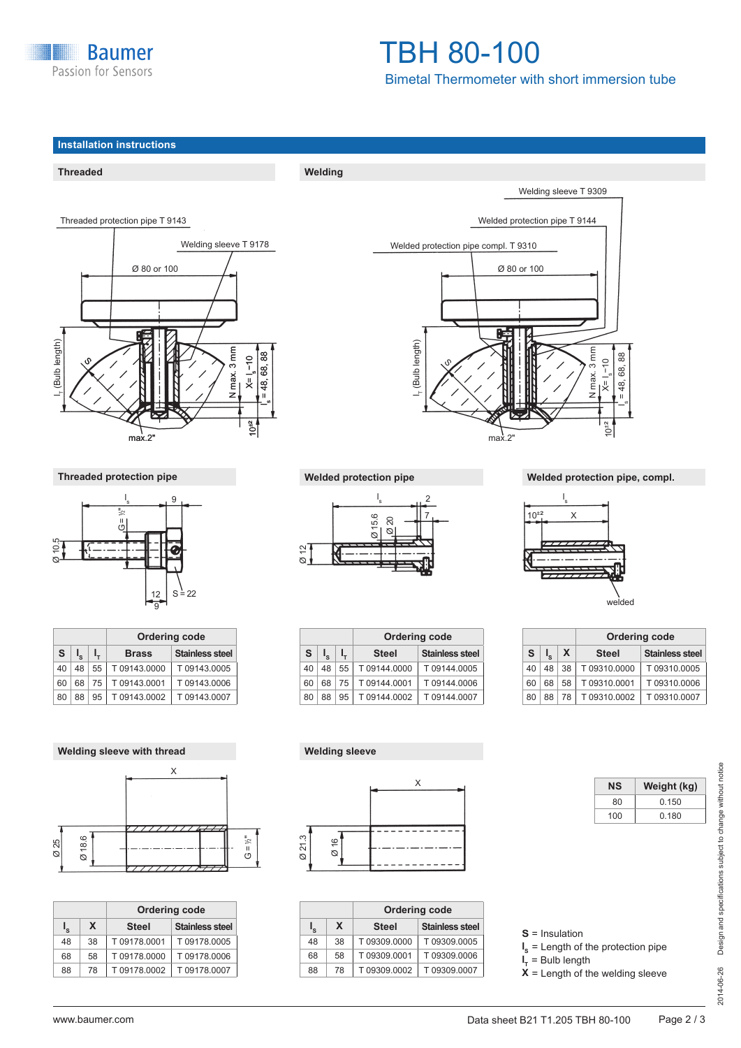# TBH 80-100

Bimetal Thermometer with short immersion tube

## Installation instructions

### Threaded

Threaded protection pipe T 9143

Welding sleeve T 9178

Ø 80 or 100

$l_T$ (Bulb length)

S

N max. 3 mm

X= $l_s$ –10

$l_s$ = 48, 68, 88

$10^{\pm 2}$

max.2"

### Welding

Welding sleeve T 9309

Welded protection pipe T 9144

Welded protection pipe compl. T 9310

Ø 80 or 100

$l_T$ (Bulb length)

S

N max. 3 mm

X= $l_s$ –10

$l_s$ = 48, 68, 88

$10^{\pm 2}$

max.2"

### Threaded protection pipe

$l_s$, 9, G = ½", Ø 10.5, 12, 9, S = 22

| S | $l_s$ | $l_T$ | Ordering code | |
|---|---|---|---|---|
| | | | Brass | Stainless steel |
| 40 | 48 | 55 | T 09143.0000 | T 09143.0005 |
| 60 | 68 | 75 | T 09143.0001 | T 09143.0006 |
| 80 | 88 | 95 | T 09143.0002 | T 09143.0007 |

### Welded protection pipe

$l_s$, 2, 7, Ø 15.6, Ø 20, Ø 12

| S | $l_s$ | $l_T$ | Ordering code | |
|---|---|---|---|---|
| | | | Steel | Stainless steel |
| 40 | 48 | 55 | T 09144.0000 | T 09144.0005 |
| 60 | 68 | 75 | T 09144.0001 | T 09144.0006 |
| 80 | 88 | 95 | T 09144.0002 | T 09144.0007 |

### Welded protection pipe, compl.

$l_s$, $10^{\pm 2}$, X

welded

| S | $l_s$ | X | Ordering code | |
|---|---|---|---|---|
| | | | Steel | Stainless steel |
| 40 | 48 | 38 | T 09310.0000 | T 09310.0005 |
| 60 | 68 | 58 | T 09310.0001 | T 09310.0006 |
| 80 | 88 | 78 | T 09310.0002 | T 09310.0007 |

### Welding sleeve with thread

X, Ø 25, Ø 18.6, G = ½"

| $l_s$ | X | Ordering code | |
|---|---|---|---|
| | | Steel | Stainless steel |
| 48 | 38 | T 09178.0001 | T 09178.0005 |
| 68 | 58 | T 09178.0000 | T 09178.0006 |
| 88 | 78 | T 09178.0002 | T 09178.0007 |

### Welding sleeve

X, Ø 21.3, Ø 16

| $l_s$ | X | Ordering code | |
|---|---|---|---|
| | | Steel | Stainless steel |
| 48 | 38 | T 09309.0000 | T 09309.0005 |
| 68 | 58 | T 09309.0001 | T 09309.0006 |
| 88 | 78 | T 09309.0002 | T 09309.0007 |

| NS | Weight (kg) |
|---|---|
| 80 | 0.150 |
| 100 | 0.180 |

**S** = Insulation
**$l_s$** = Length of the protection pipe
**$l_T$** = Bulb length
**X** = Length of the welding sleeve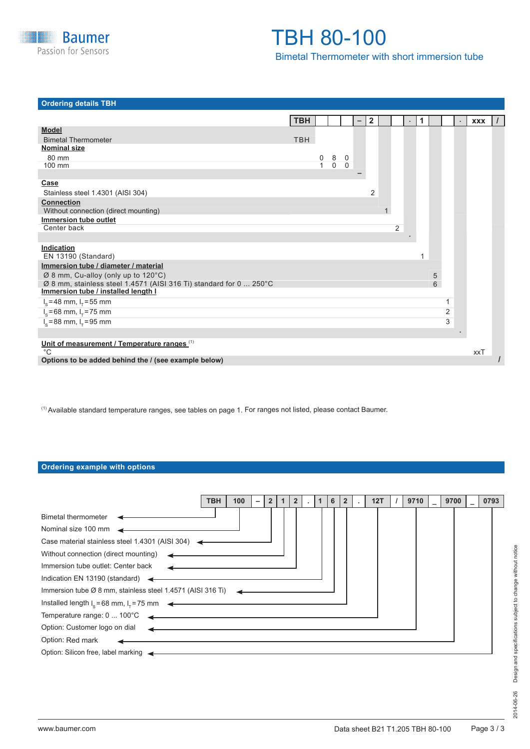# TBH 80-100

Bimetal Thermometer with short immersion tube

## Ordering details TBH

| | | | | | | | | | | | | | | | | | |
|---|---|---|---|---|---|---|---|---|---|---|---|---|---|---|---|---|---|
| | TBH | | | | – | 2 | | | . | 1 | | | . | xxx | / |
| **Model** | | | | | | | | | | | | | | | |
| Bimetal Thermometer | TBH | | | | | | | | | | | | | | |
| **Nominal size** | | | | | | | | | | | | | | | |
| 80 mm | | 0 | 8 | 0 | | | | | | | | | | | |
| 100 mm | | 1 | 0 | 0 | | | | | | | | | | | |
| | | | | | – | | | | | | | | | | |
| **Case** | | | | | | | | | | | | | | | |
| Stainless steel 1.4301 (AISI 304) | | | | | | 2 | | | | | | | | | |
| **Connection** | | | | | | | | | | | | | | | |
| Without connection (direct mounting) | | | | | | | 1 | | | | | | | | |
| **Immersion tube outlet** | | | | | | | | | | | | | | | |
| Center back | | | | | | | | 2 | | | | | | | |
| | | | | | | | | | . | | | | | | |
| **Indication** | | | | | | | | | | | | | | | |
| EN 13190 (Standard) | | | | | | | | | | 1 | | | | | |
| **Immersion tube / diameter / material** | | | | | | | | | | | | | | | |
| Ø 8 mm, Cu-alloy (only up to 120°C) | | | | | | | | | | | 5 | | | | |
| Ø 8 mm, stainless steel 1.4571 (AISI 316 Ti) standard for 0 ... 250°C | | | | | | | | | | | 6 | | | | |
| **Immersion tube / installed length l** | | | | | | | | | | | | | | | |
| $l_s$=48 mm, $l_T$=55 mm | | | | | | | | | | | | 1 | | | |
| $l_s$=68 mm, $l_T$=75 mm | | | | | | | | | | | | 2 | | | |
| $l_s$=88 mm, $l_T$=95 mm | | | | | | | | | | | | 3 | | | |
| | | | | | | | | | | | | | . | | |
| **Unit of measurement / Temperature ranges** [1] | | | | | | | | | | | | | | | |
| °C | | | | | | | | | | | | | | xxT | |
| **Options to be added behind the / (see example below)** | | | | | | | | | | | | | | | / |

[1] Available standard temperature ranges, see tables on page 1. For ranges not listed, please contact Baumer.

## Ordering example with options

| TBH | 100 | – | 2 | 1 | 2 | . | 1 | 6 | 2 | . | 12T | / | 9710 | _ | 9700 | _ | 0793 |
|---|---|---|---|---|---|---|---|---|---|---|---|---|---|---|---|---|---|

- TBH: Bimetal thermometer
- 100: Nominal size 100 mm
- 2: Case material stainless steel 1.4301 (AISI 304)
- 1: Without connection (direct mounting)
- 2: Immersion tube outlet: Center back
- 1: Indication EN 13190 (standard)
- 6: Immersion tube Ø 8 mm, stainless steel 1.4571 (AISI 316 Ti)
- 2: Installed length $l_s$=68 mm, $l_T$=75 mm
- 12T: Temperature range: 0 ... 100°C
- 9710: Option: Customer logo on dial
- 9700: Option: Red mark
- 0793: Option: Silicon free, label marking

2014-06-26 Design and specifications subject to change without notice

www.baumer.com

Data sheet B21 T1.205 TBH 80-100